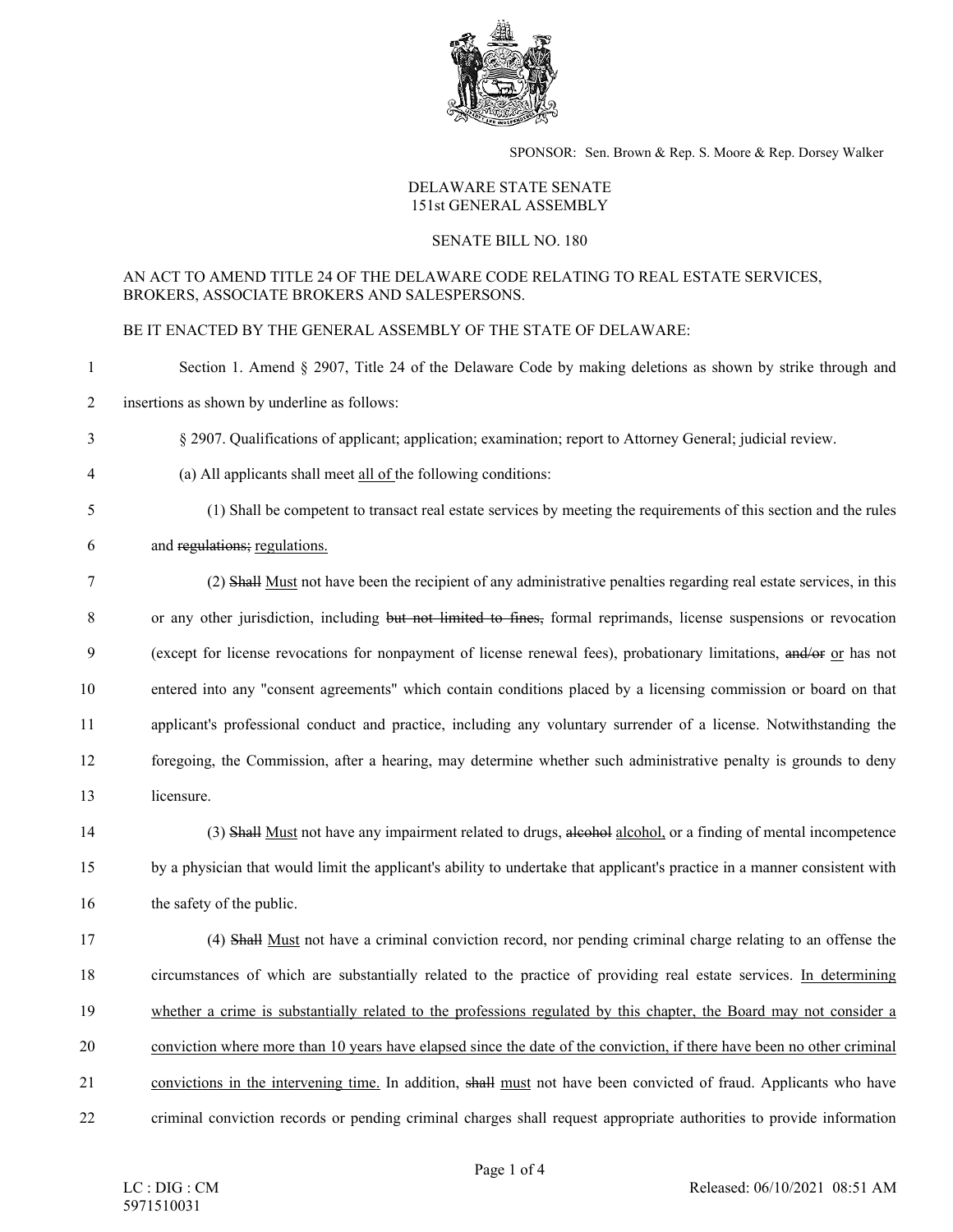SPONSOR: Sen. Brown & Rep. S. Moore & Rep. Dorsey Walker

DELAWARE STATE SENATE
151st GENERAL ASSEMBLY

SENATE BILL NO. 180

AN ACT TO AMEND TITLE 24 OF THE DELAWARE CODE RELATING TO REAL ESTATE SERVICES, BROKERS, ASSOCIATE BROKERS AND SALESPERSONS.

BE IT ENACTED BY THE GENERAL ASSEMBLY OF THE STATE OF DELAWARE:

1 Section 1. Amend § 2907, Title 24 of the Delaware Code by making deletions as shown by strike through and
2 insertions as shown by underline as follows:

3 § 2907. Qualifications of applicant; application; examination; report to Attorney General; judicial review.

4 (a) All applicants shall meet <u>all of</u> the following conditions:

5 (1) Shall be competent to transact real estate services by meeting the requirements of this section and the rules
6 and ~~regulations;~~ <u>regulations.</u>

7 (2) ~~Shall~~ <u>Must</u> not have been the recipient of any administrative penalties regarding real estate services, in this
8 or any other jurisdiction, including ~~but not limited to fines,~~ formal reprimands, license suspensions or revocation
9 (except for license revocations for nonpayment of license renewal fees), probationary limitations, ~~and/or~~ <u>or</u> has not
10 entered into any "consent agreements" which contain conditions placed by a licensing commission or board on that
11 applicant's professional conduct and practice, including any voluntary surrender of a license. Notwithstanding the
12 foregoing, the Commission, after a hearing, may determine whether such administrative penalty is grounds to deny
13 licensure.

14 (3) ~~Shall~~ <u>Must</u> not have any impairment related to drugs, ~~alcohol~~ <u>alcohol,</u> or a finding of mental incompetence
15 by a physician that would limit the applicant's ability to undertake that applicant's practice in a manner consistent with
16 the safety of the public.

17 (4) ~~Shall~~ <u>Must</u> not have a criminal conviction record, nor pending criminal charge relating to an offense the
18 circumstances of which are substantially related to the practice of providing real estate services. <u>In determining</u>
19 <u>whether a crime is substantially related to the professions regulated by this chapter, the Board may not consider a</u>
20 <u>conviction where more than 10 years have elapsed since the date of the conviction, if there have been no other criminal</u>
21 <u>convictions in the intervening time.</u> In addition, ~~shall~~ <u>must</u> not have been convicted of fraud. Applicants who have
22 criminal conviction records or pending criminal charges shall request appropriate authorities to provide information

LC : DIG : CM
5971510031

Released: 06/10/2021 08:51 AM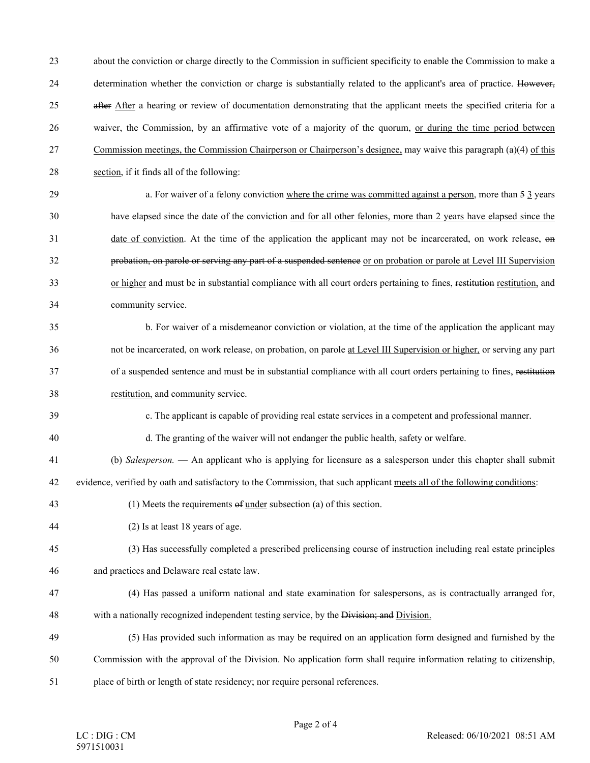about the conviction or charge directly to the Commission in sufficient specificity to enable the Commission to make a determination whether the conviction or charge is substantially related to the applicant's area of practice. ~~However, after~~ After a hearing or review of documentation demonstrating that the applicant meets the specified criteria for a waiver, the Commission, by an affirmative vote of a majority of the quorum, <u>or during the time period between Commission meetings, the Commission Chairperson or Chairperson's designee,</u> may waive this paragraph (a)(4) <u>of this section</u>, if it finds all of the following:

a. For waiver of a felony conviction <u>where the crime was committed against a person</u>, more than ~~5~~ <u>3</u> years have elapsed since the date of the conviction <u>and for all other felonies, more than 2 years have elapsed since the date of conviction</u>. At the time of the application the applicant may not be incarcerated, on work release, ~~on probation, on parole or serving any part of a suspended sentence~~ <u>or on probation or parole at Level III Supervision or higher</u> and must be in substantial compliance with all court orders pertaining to fines, ~~restitution~~ <u>restitution,</u> and community service.

b. For waiver of a misdemeanor conviction or violation, at the time of the application the applicant may not be incarcerated, on work release, on probation, on parole <u>at Level III Supervision or higher,</u> or serving any part of a suspended sentence and must be in substantial compliance with all court orders pertaining to fines, ~~restitution~~ <u>restitution,</u> and community service.

c. The applicant is capable of providing real estate services in a competent and professional manner.

d. The granting of the waiver will not endanger the public health, safety or welfare.

(b) *Salesperson.* — An applicant who is applying for licensure as a salesperson under this chapter shall submit evidence, verified by oath and satisfactory to the Commission, that such applicant <u>meets all of the following conditions</u>:

(1) Meets the requirements ~~of~~ <u>under</u> subsection (a) of this section.

(2) Is at least 18 years of age.

(3) Has successfully completed a prescribed prelicensing course of instruction including real estate principles and practices and Delaware real estate law.

(4) Has passed a uniform national and state examination for salespersons, as is contractually arranged for, with a nationally recognized independent testing service, by the ~~Division; and~~ <u>Division.</u>

(5) Has provided such information as may be required on an application form designed and furnished by the Commission with the approval of the Division. No application form shall require information relating to citizenship, place of birth or length of state residency; nor require personal references.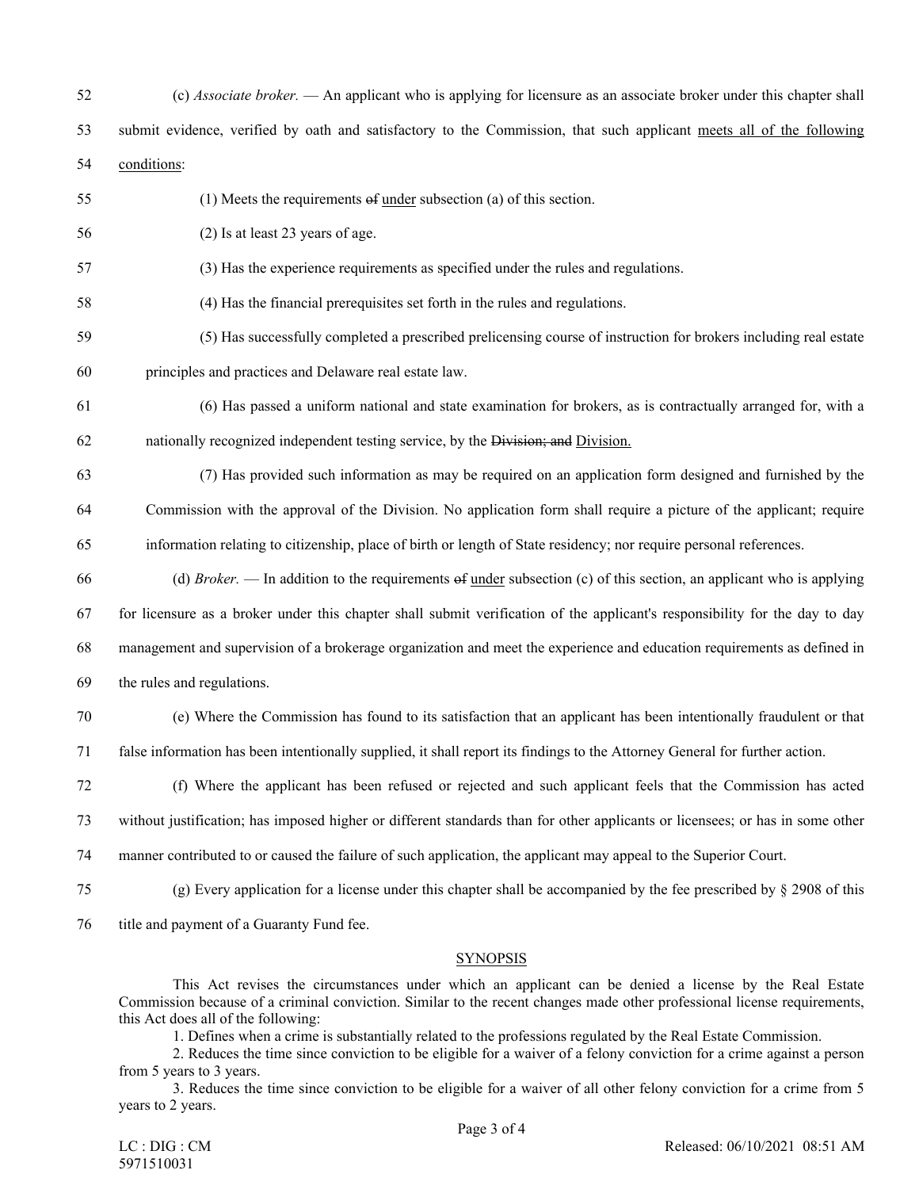(c) *Associate broker.* — An applicant who is applying for licensure as an associate broker under this chapter shall submit evidence, verified by oath and satisfactory to the Commission, that such applicant <u>meets all of the following conditions</u>:

(1) Meets the requirements ~~of~~ <u>under</u> subsection (a) of this section.

(2) Is at least 23 years of age.

(3) Has the experience requirements as specified under the rules and regulations.

(4) Has the financial prerequisites set forth in the rules and regulations.

(5) Has successfully completed a prescribed prelicensing course of instruction for brokers including real estate principles and practices and Delaware real estate law.

(6) Has passed a uniform national and state examination for brokers, as is contractually arranged for, with a nationally recognized independent testing service, by the ~~Division; and~~ <u>Division.</u>

(7) Has provided such information as may be required on an application form designed and furnished by the Commission with the approval of the Division. No application form shall require a picture of the applicant; require information relating to citizenship, place of birth or length of State residency; nor require personal references.

(d) *Broker.* — In addition to the requirements ~~of~~ <u>under</u> subsection (c) of this section, an applicant who is applying for licensure as a broker under this chapter shall submit verification of the applicant's responsibility for the day to day management and supervision of a brokerage organization and meet the experience and education requirements as defined in the rules and regulations.

(e) Where the Commission has found to its satisfaction that an applicant has been intentionally fraudulent or that false information has been intentionally supplied, it shall report its findings to the Attorney General for further action.

(f) Where the applicant has been refused or rejected and such applicant feels that the Commission has acted without justification; has imposed higher or different standards than for other applicants or licensees; or has in some other manner contributed to or caused the failure of such application, the applicant may appeal to the Superior Court.

(g) Every application for a license under this chapter shall be accompanied by the fee prescribed by § 2908 of this title and payment of a Guaranty Fund fee.

## SYNOPSIS

This Act revises the circumstances under which an applicant can be denied a license by the Real Estate Commission because of a criminal conviction. Similar to the recent changes made other professional license requirements, this Act does all of the following:

1. Defines when a crime is substantially related to the professions regulated by the Real Estate Commission.

2. Reduces the time since conviction to be eligible for a waiver of a felony conviction for a crime against a person from 5 years to 3 years.

3. Reduces the time since conviction to be eligible for a waiver of all other felony conviction for a crime from 5 years to 2 years.

LC : DIG : CM
5971510031

Released: 06/10/2021 08:51 AM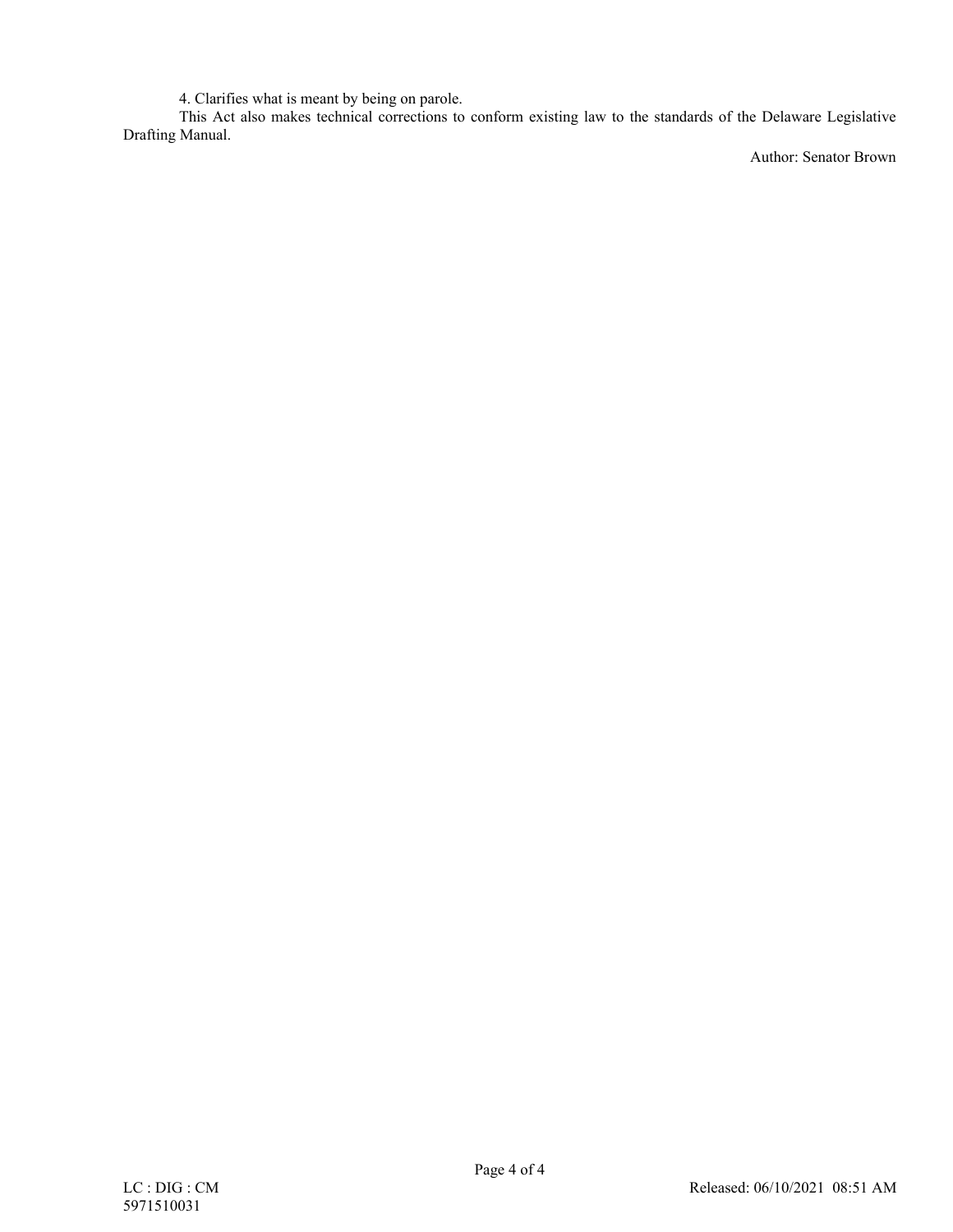4. Clarifies what is meant by being on parole.

This Act also makes technical corrections to conform existing law to the standards of the Delaware Legislative Drafting Manual.

Author: Senator Brown

LC : DIG : CM
5971510031

Released: 06/10/2021 08:51 AM